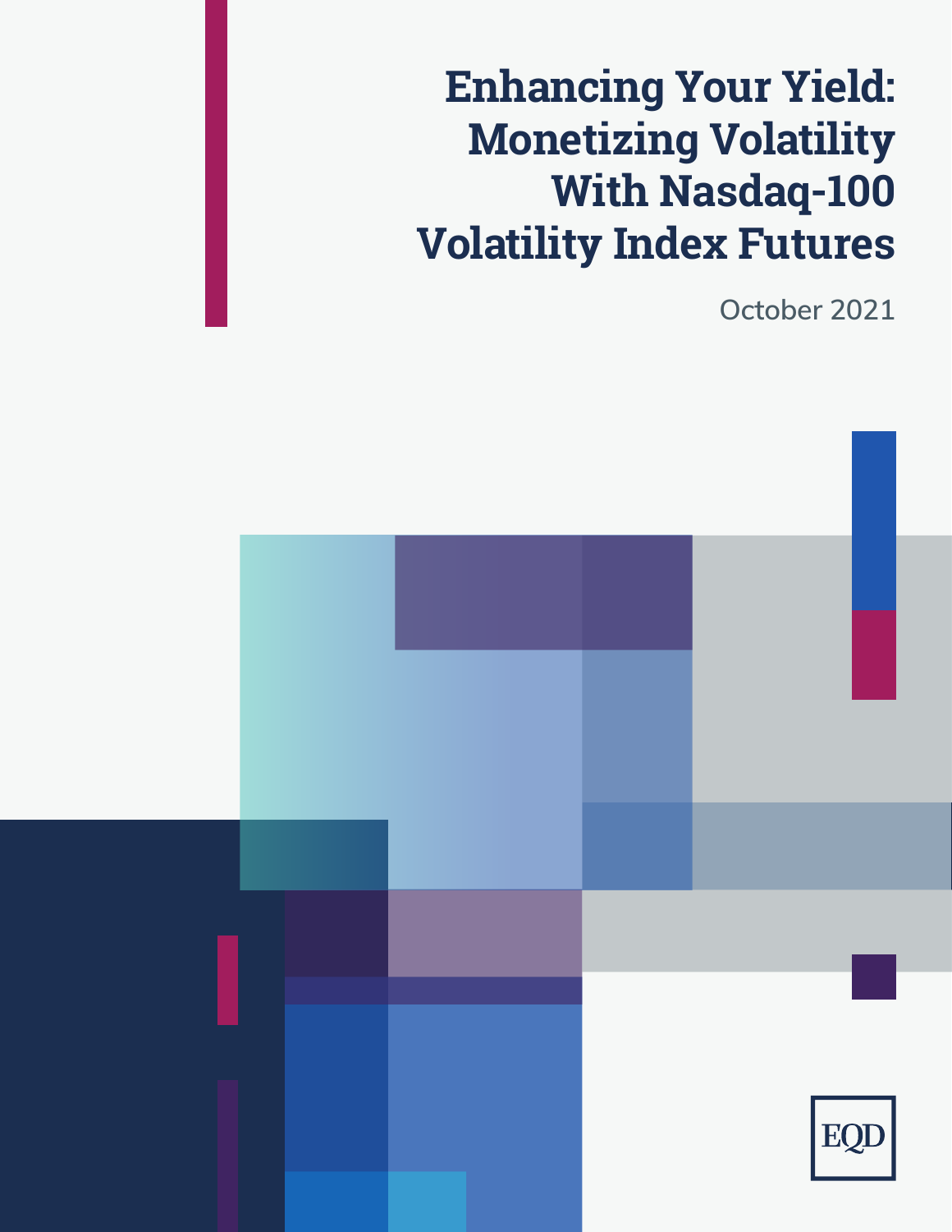# Enhancing Your Yield: Monetizing Volatility With Nasdaq-100 Volatility Index Futures

October 2021

EQD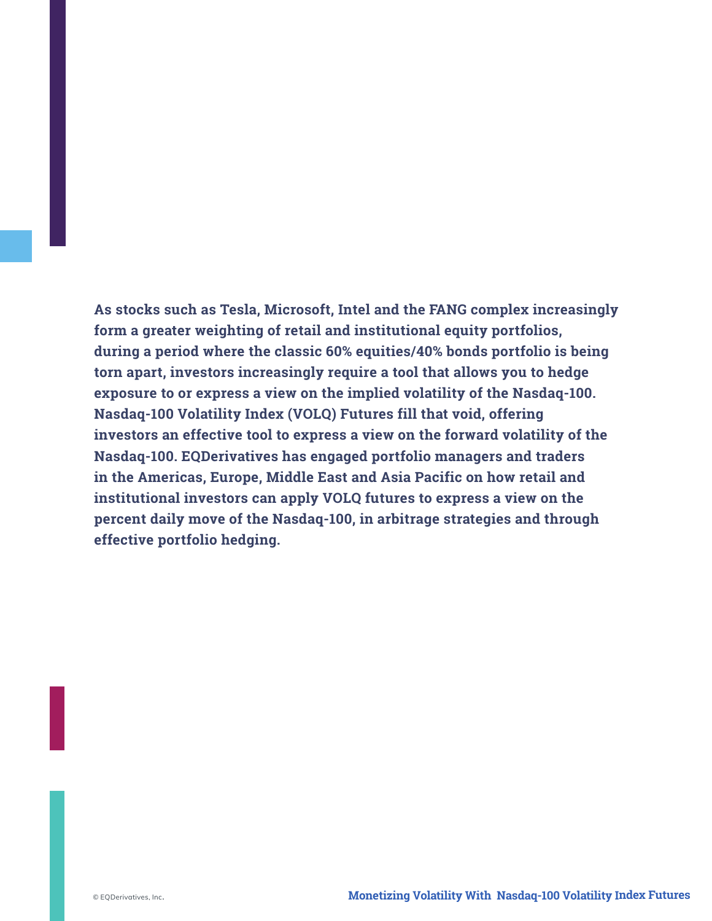**As stocks such as Tesla, Microsoft, Intel and the FANG complex increasingly form a greater weighting of retail and institutional equity portfolios, during a period where the classic 60% equities/40% bonds portfolio is being torn apart, investors increasingly require a tool that allows you to hedge exposure to or express a view on the implied volatility of the Nasdaq-100. Nasdaq-100 Volatility Index (VOLQ) Futures fill that void, offering investors an effective tool to express a view on the forward volatility of the Nasdaq-100. EQDerivatives has engaged portfolio managers and traders in the Americas, Europe, Middle East and Asia Pacific on how retail and institutional investors can apply VOLQ futures to express a view on the percent daily move of the Nasdaq-100, in arbitrage strategies and through effective portfolio hedging.**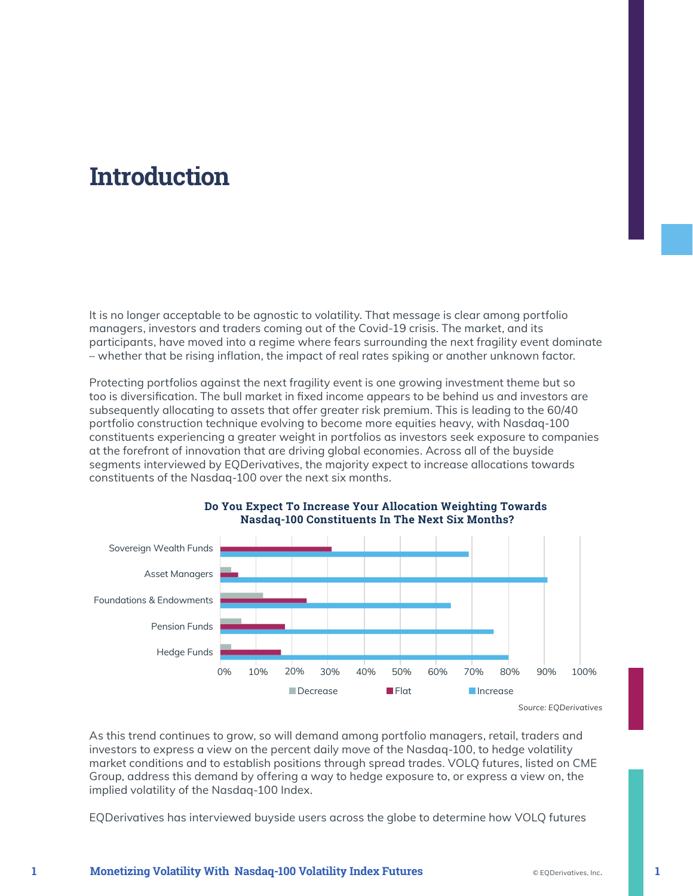# Introduction

It is no longer acceptable to be agnostic to volatility. That message is clear among portfolio managers, investors and traders coming out of the Covid-19 crisis. The market, and its participants, have moved into a regime where fears surrounding the next fragility event dominate – whether that be rising inflation, the impact of real rates spiking or another unknown factor.

Protecting portfolios against the next fragility event is one growing investment theme but so too is diversification. The bull market in fixed income appears to be behind us and investors are subsequently allocating to assets that offer greater risk premium. This is leading to the 60/40 portfolio construction technique evolving to become more equities heavy, with Nasdaq-100 constituents experiencing a greater weight in portfolios as investors seek exposure to companies at the forefront of innovation that are driving global economies. Across all of the buyside segments interviewed by EQDerivatives, the majority expect to increase allocations towards constituents of the Nasdaq-100 over the next six months.

**Do You Expect To Increase Your Allocation Weighting Towards Nasdaq-100 Constituents In The Next Six Months?**

| | Decrease | Flat | Increase |
|---|---|---|---|
| Sovereign Wealth Funds | 0% | 31% | 69% |
| Asset Managers | 3% | 5% | 91% |
| Foundations & Endowments | 12% | 24% | 64% |
| Pension Funds | 6% | 18% | 76% |
| Hedge Funds | 3% | 17% | 80% |

*Source: EQDerivatives*

As this trend continues to grow, so will demand among portfolio managers, retail, traders and investors to express a view on the percent daily move of the Nasdaq-100, to hedge volatility market conditions and to establish positions through spread trades. VOLQ futures, listed on CME Group, address this demand by offering a way to hedge exposure to, or express a view on, the implied volatility of the Nasdaq-100 Index.

EQDerivatives has interviewed buyside users across the globe to determine how VOLQ futures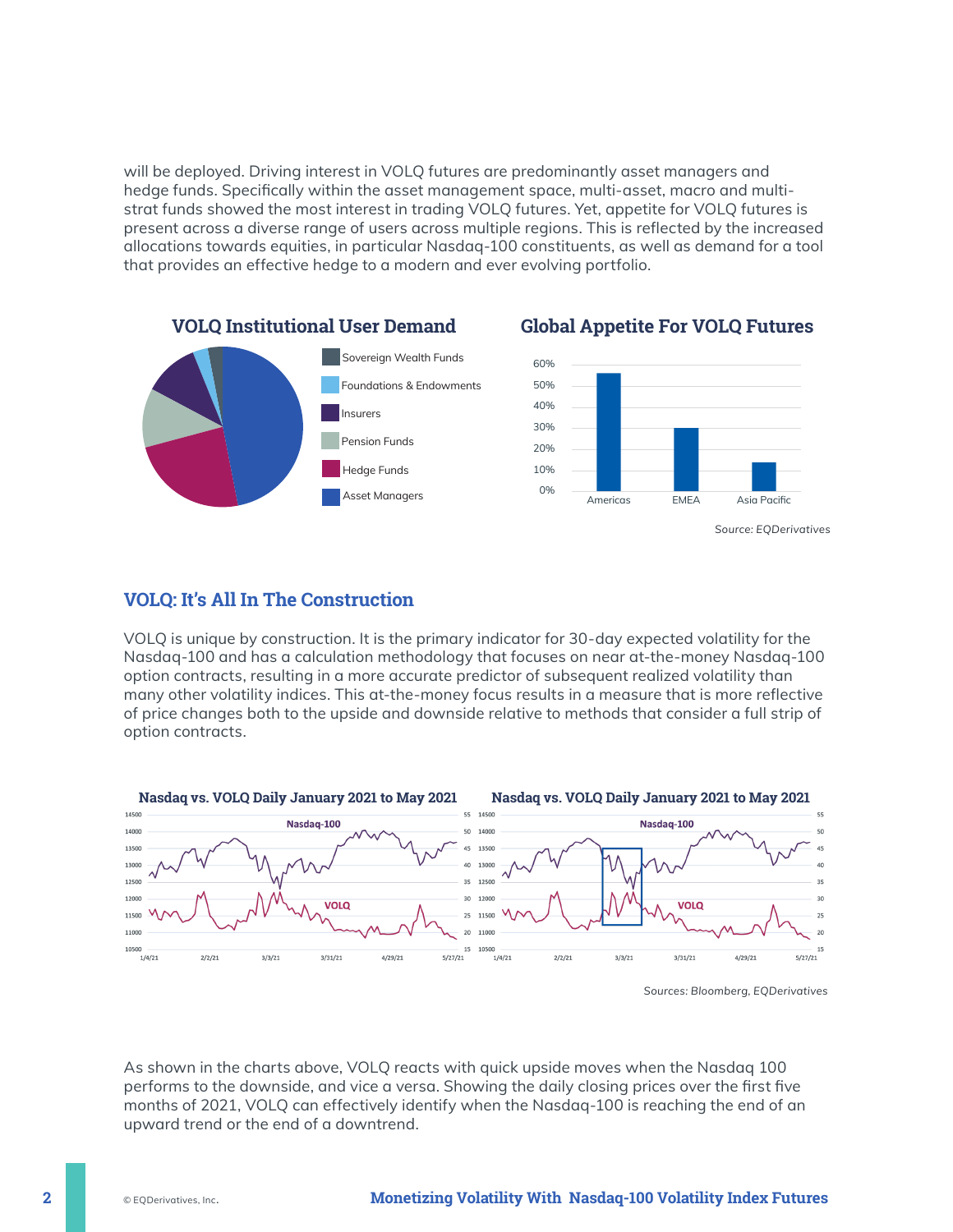will be deployed. Driving interest in VOLQ futures are predominantly asset managers and hedge funds. Specifically within the asset management space, multi-asset, macro and multi-strat funds showed the most interest in trading VOLQ futures. Yet, appetite for VOLQ futures is present across a diverse range of users across multiple regions. This is reflected by the increased allocations towards equities, in particular Nasdaq-100 constituents, as well as demand for a tool that provides an effective hedge to a modern and ever evolving portfolio.

**VOLQ Institutional User Demand**

- Sovereign Wealth Funds
- Foundations & Endowments
- Insurers
- Pension Funds
- Hedge Funds
- Asset Managers

**Global Appetite For VOLQ Futures**

| Region | Share |
| --- | --- |
| Americas | ~56% |
| EMEA | ~30% |
| Asia Pacific | ~14% |

*Source: EQDerivatives*

## VOLQ: It's All In The Construction

VOLQ is unique by construction. It is the primary indicator for 30-day expected volatility for the Nasdaq-100 and has a calculation methodology that focuses on near at-the-money Nasdaq-100 option contracts, resulting in a more accurate predictor of subsequent realized volatility than many other volatility indices. This at-the-money focus results in a measure that is more reflective of price changes both to the upside and downside relative to methods that consider a full strip of option contracts.

**Nasdaq vs. VOLQ Daily January 2021 to May 2021**

**Nasdaq vs. VOLQ Daily January 2021 to May 2021**

*Sources: Bloomberg, EQDerivatives*

As shown in the charts above, VOLQ reacts with quick upside moves when the Nasdaq 100 performs to the downside, and vice a versa. Showing the daily closing prices over the first five months of 2021, VOLQ can effectively identify when the Nasdaq-100 is reaching the end of an upward trend or the end of a downtrend.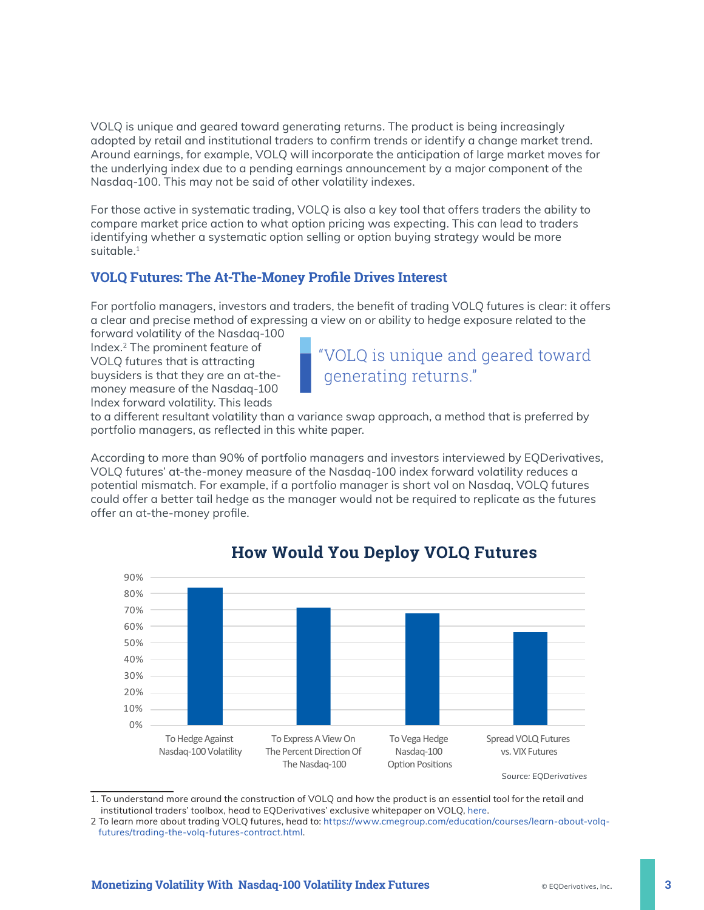VOLQ is unique and geared toward generating returns. The product is being increasingly adopted by retail and institutional traders to confirm trends or identify a change market trend. Around earnings, for example, VOLQ will incorporate the anticipation of large market moves for the underlying index due to a pending earnings announcement by a major component of the Nasdaq-100. This may not be said of other volatility indexes.

For those active in systematic trading, VOLQ is also a key tool that offers traders the ability to compare market price action to what option pricing was expecting. This can lead to traders identifying whether a systematic option selling or option buying strategy would be more suitable.[1]

## VOLQ Futures: The At-The-Money Profile Drives Interest

For portfolio managers, investors and traders, the benefit of trading VOLQ futures is clear: it offers a clear and precise method of expressing a view on or ability to hedge exposure related to the forward volatility of the Nasdaq-100 Index.[2] The prominent feature of VOLQ futures that is attracting buysiders is that they are an at-the-money measure of the Nasdaq-100 Index forward volatility. This leads to a different resultant volatility than a variance swap approach, a method that is preferred by portfolio managers, as reflected in this white paper.

> "VOLQ is unique and geared toward generating returns."

According to more than 90% of portfolio managers and investors interviewed by EQDerivatives, VOLQ futures' at-the-money measure of the Nasdaq-100 index forward volatility reduces a potential mismatch. For example, if a portfolio manager is short vol on Nasdaq, VOLQ futures could offer a better tail hedge as the manager would not be required to replicate as the futures offer an at-the-money profile.

**How Would You Deploy VOLQ Futures**

| Use | Approx. % |
|---|---|
| To Hedge Against Nasdaq-100 Volatility | ~83% |
| To Express A View On The Percent Direction Of The Nasdaq-100 | ~71% |
| To Vega Hedge Nasdaq-100 Option Positions | ~68% |
| Spread VOLQ Futures vs. VIX Futures | ~56% |

*Source: EQDerivatives*

1. To understand more around the construction of VOLQ and how the product is an essential tool for the retail and institutional traders' toolbox, head to EQDerivatives' exclusive whitepaper on VOLQ, here.
2. To learn more about trading VOLQ futures, head to: https://www.cmegroup.com/education/courses/learn-about-volq-futures/trading-the-volq-futures-contract.html.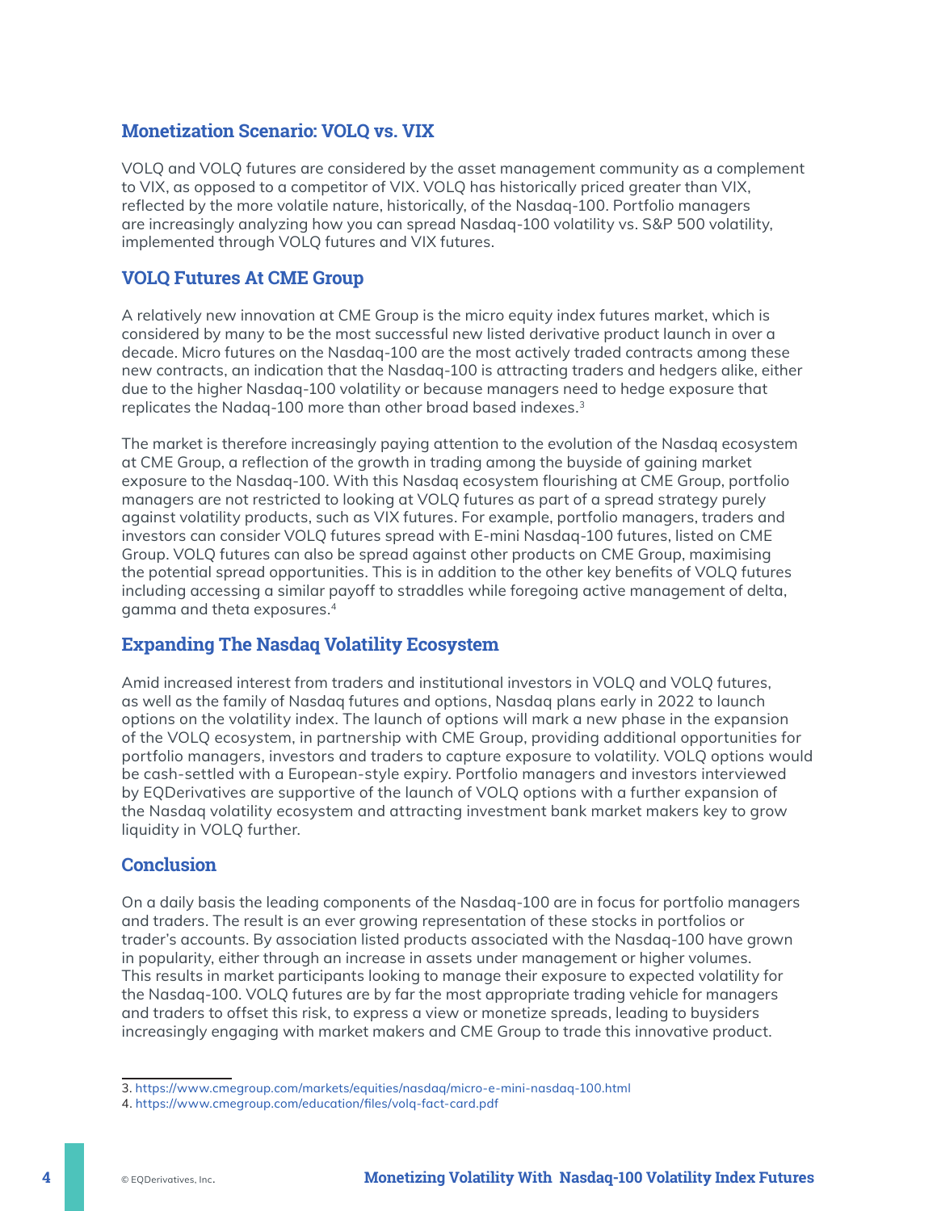## Monetization Scenario: VOLQ vs. VIX

VOLQ and VOLQ futures are considered by the asset management community as a complement to VIX, as opposed to a competitor of VIX. VOLQ has historically priced greater than VIX, reflected by the more volatile nature, historically, of the Nasdaq-100. Portfolio managers are increasingly analyzing how you can spread Nasdaq-100 volatility vs. S&P 500 volatility, implemented through VOLQ futures and VIX futures.

## VOLQ Futures At CME Group

A relatively new innovation at CME Group is the micro equity index futures market, which is considered by many to be the most successful new listed derivative product launch in over a decade. Micro futures on the Nasdaq-100 are the most actively traded contracts among these new contracts, an indication that the Nasdaq-100 is attracting traders and hedgers alike, either due to the higher Nasdaq-100 volatility or because managers need to hedge exposure that replicates the Nadaq-100 more than other broad based indexes.[3]

The market is therefore increasingly paying attention to the evolution of the Nasdaq ecosystem at CME Group, a reflection of the growth in trading among the buyside of gaining market exposure to the Nasdaq-100. With this Nasdaq ecosystem flourishing at CME Group, portfolio managers are not restricted to looking at VOLQ futures as part of a spread strategy purely against volatility products, such as VIX futures. For example, portfolio managers, traders and investors can consider VOLQ futures spread with E-mini Nasdaq-100 futures, listed on CME Group. VOLQ futures can also be spread against other products on CME Group, maximising the potential spread opportunities. This is in addition to the other key benefits of VOLQ futures including accessing a similar payoff to straddles while foregoing active management of delta, gamma and theta exposures.[4]

## Expanding The Nasdaq Volatility Ecosystem

Amid increased interest from traders and institutional investors in VOLQ and VOLQ futures, as well as the family of Nasdaq futures and options, Nasdaq plans early in 2022 to launch options on the volatility index. The launch of options will mark a new phase in the expansion of the VOLQ ecosystem, in partnership with CME Group, providing additional opportunities for portfolio managers, investors and traders to capture exposure to volatility. VOLQ options would be cash-settled with a European-style expiry. Portfolio managers and investors interviewed by EQDerivatives are supportive of the launch of VOLQ options with a further expansion of the Nasdaq volatility ecosystem and attracting investment bank market makers key to grow liquidity in VOLQ further.

## Conclusion

On a daily basis the leading components of the Nasdaq-100 are in focus for portfolio managers and traders. The result is an ever growing representation of these stocks in portfolios or trader's accounts. By association listed products associated with the Nasdaq-100 have grown in popularity, either through an increase in assets under management or higher volumes. This results in market participants looking to manage their exposure to expected volatility for the Nasdaq-100. VOLQ futures are by far the most appropriate trading vehicle for managers and traders to offset this risk, to express a view or monetize spreads, leading to buysiders increasingly engaging with market makers and CME Group to trade this innovative product.

---

3. https://www.cmegroup.com/markets/equities/nasdaq/micro-e-mini-nasdaq-100.html
4. https://www.cmegroup.com/education/files/volq-fact-card.pdf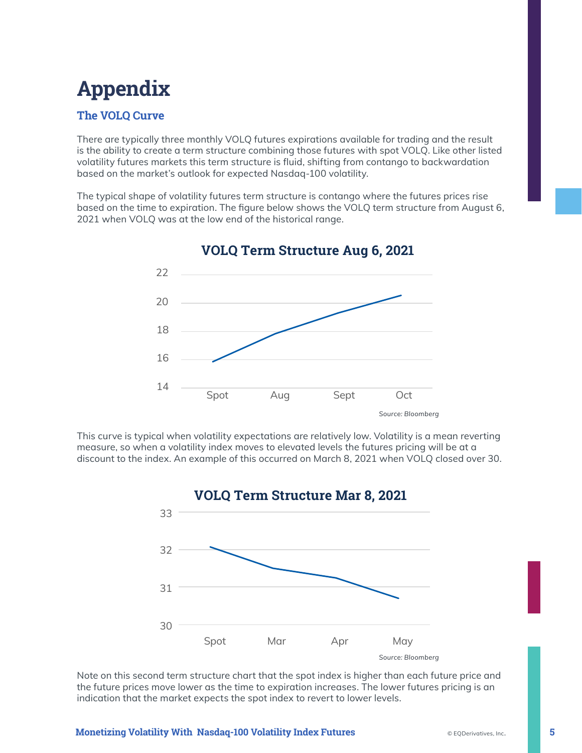# Appendix

## The VOLQ Curve

There are typically three monthly VOLQ futures expirations available for trading and the result is the ability to create a term structure combining those futures with spot VOLQ. Like other listed volatility futures markets this term structure is fluid, shifting from contango to backwardation based on the market's outlook for expected Nasdaq-100 volatility.

The typical shape of volatility futures term structure is contango where the futures prices rise based on the time to expiration. The figure below shows the VOLQ term structure from August 6, 2021 when VOLQ was at the low end of the historical range.

**VOLQ Term Structure Aug 6, 2021**

Source: Bloomberg

This curve is typical when volatility expectations are relatively low. Volatility is a mean reverting measure, so when a volatility index moves to elevated levels the futures pricing will be at a discount to the index. An example of this occurred on March 8, 2021 when VOLQ closed over 30.

**VOLQ Term Structure Mar 8, 2021**

Source: Bloomberg

Note on this second term structure chart that the spot index is higher than each future price and the future prices move lower as the time to expiration increases. The lower futures pricing is an indication that the market expects the spot index to revert to lower levels.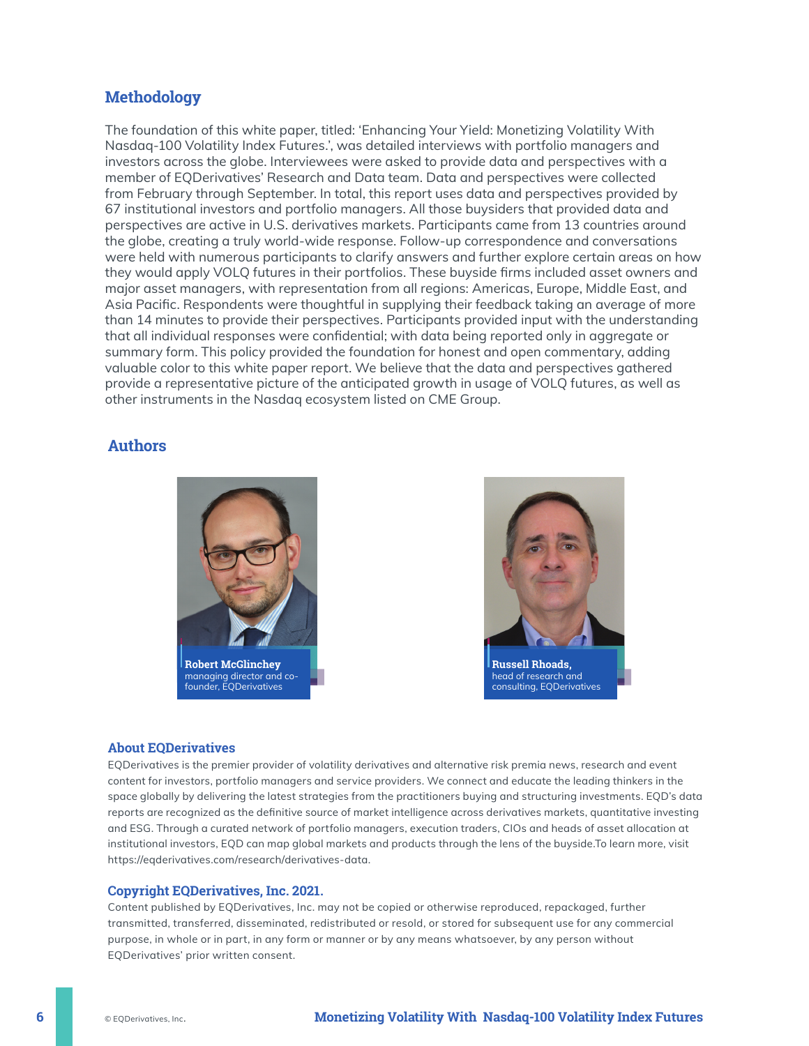## Methodology

The foundation of this white paper, titled: 'Enhancing Your Yield: Monetizing Volatility With Nasdaq-100 Volatility Index Futures.', was detailed interviews with portfolio managers and investors across the globe. Interviewees were asked to provide data and perspectives with a member of EQDerivatives' Research and Data team. Data and perspectives were collected from February through September. In total, this report uses data and perspectives provided by 67 institutional investors and portfolio managers. All those buysiders that provided data and perspectives are active in U.S. derivatives markets. Participants came from 13 countries around the globe, creating a truly world-wide response. Follow-up correspondence and conversations were held with numerous participants to clarify answers and further explore certain areas on how they would apply VOLQ futures in their portfolios. These buyside firms included asset owners and major asset managers, with representation from all regions: Americas, Europe, Middle East, and Asia Pacific. Respondents were thoughtful in supplying their feedback taking an average of more than 14 minutes to provide their perspectives. Participants provided input with the understanding that all individual responses were confidential; with data being reported only in aggregate or summary form. This policy provided the foundation for honest and open commentary, adding valuable color to this white paper report. We believe that the data and perspectives gathered provide a representative picture of the anticipated growth in usage of VOLQ futures, as well as other instruments in the Nasdaq ecosystem listed on CME Group.

## Authors

**Robert McGlinchey**
managing director and co-founder, EQDerivatives

**Russell Rhoads,**
head of research and consulting, EQDerivatives

### About EQDerivatives

EQDerivatives is the premier provider of volatility derivatives and alternative risk premia news, research and event content for investors, portfolio managers and service providers. We connect and educate the leading thinkers in the space globally by delivering the latest strategies from the practitioners buying and structuring investments. EQD's data reports are recognized as the definitive source of market intelligence across derivatives markets, quantitative investing and ESG. Through a curated network of portfolio managers, execution traders, CIOs and heads of asset allocation at institutional investors, EQD can map global markets and products through the lens of the buyside.To learn more, visit https://eqderivatives.com/research/derivatives-data.

### Copyright EQDerivatives, Inc. 2021.

Content published by EQDerivatives, Inc. may not be copied or otherwise reproduced, repackaged, further transmitted, transferred, disseminated, redistributed or resold, or stored for subsequent use for any commercial purpose, in whole or in part, in any form or manner or by any means whatsoever, by any person without EQDerivatives' prior written consent.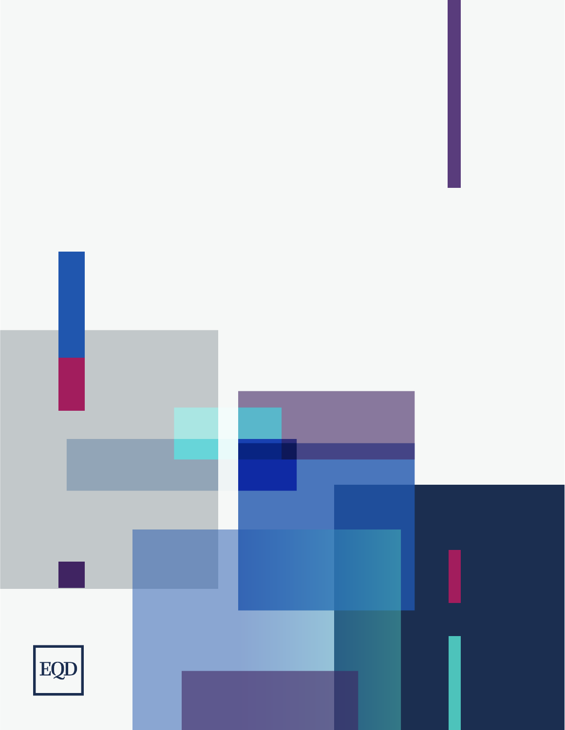EQD